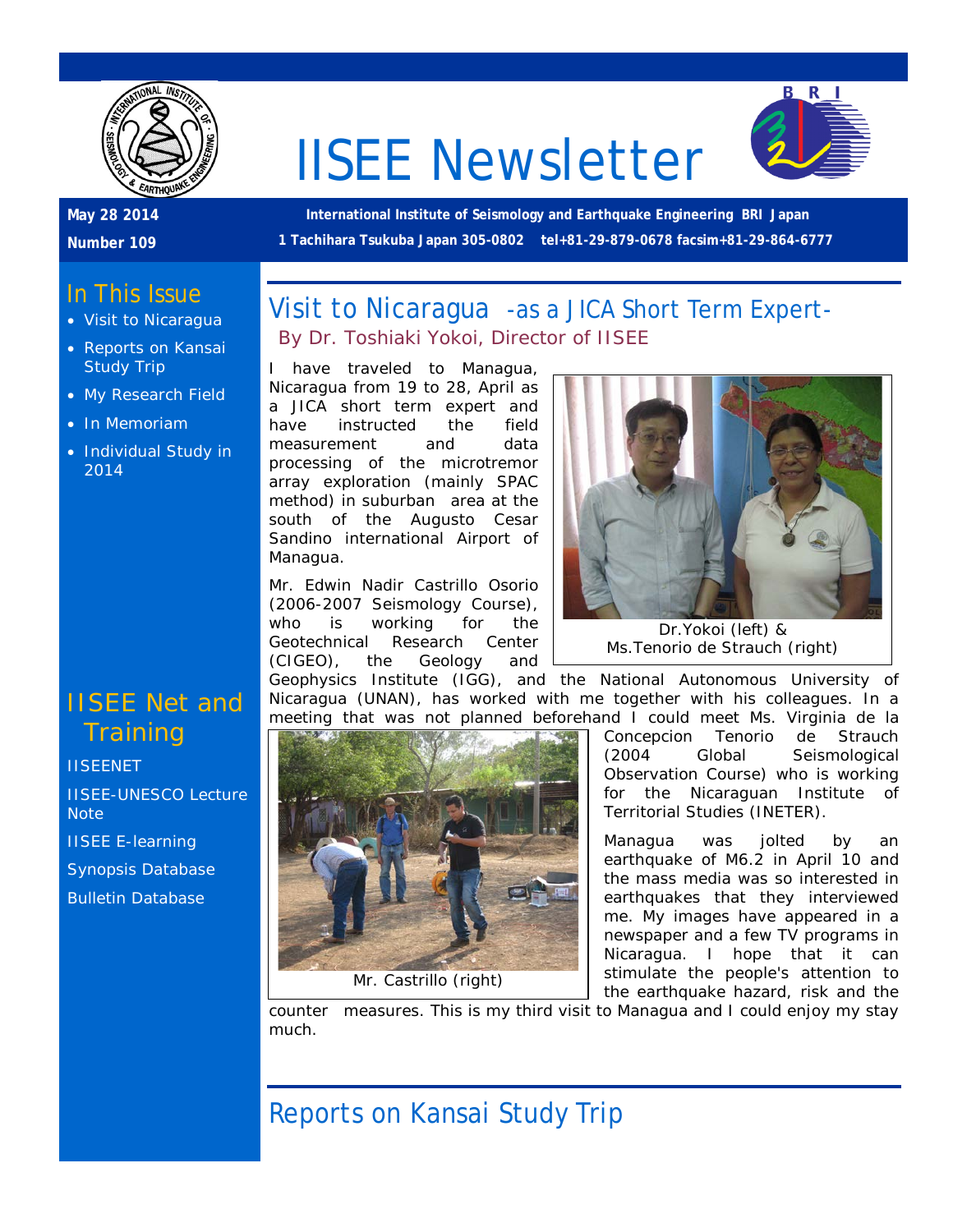# IISEE Newsletter

**May 28 2014**

**Number 109**

**International Institute of Seismology and Earthquake Engineering BRI Japan**

**1 Tachihara Tsukuba Japan 305-0802 tel+81-29-879-0678 facsim+81-29-864-6777**

## In This Issue

- Visit to Nicaragua
- Reports on Kansai Study Trip
- My Research Field
- In Memoriam
- Individual Study in 2014

## IISEE Net and Training

IISEENET

IISEE-UNESCO Lecture Note

IISEE E-learning

Synopsis Database

Bulletin Database

## Visit to Nicaragua -as a JICA Short Term Expert-

By Dr. Toshiaki Yokoi, Director of IISEE

I have traveled to Managua, Nicaragua from 19 to 28, April as a JICA short term expert and have instructed the field measurement and data processing of the microtremor array exploration (mainly SPAC method) in suburban area at the south of the Augusto Cesar Sandino international Airport of Managua.

Dr.Yokoi (left) & Ms.Tenorio de Strauch (right)

Mr. Edwin Nadir Castrillo Osorio (2006-2007 Seismology Course), who is working for the Geotechnical Research Center (CIGEO), the Geology and Geophysics Institute (IGG), and the National Autonomous University of Nicaragua (UNAN), has worked with me together with his colleagues. In a meeting that was not planned beforehand I could meet Ms. Virginia de la Concepcion Tenorio de Strauch (2004 Global Seismological Observation Course) who is working for the Nicaraguan Institute of Territorial Studies (INETER).

Mr. Castrillo (right)

Managua was jolted by an earthquake of M6.2 in April 10 and the mass media was so interested in earthquakes that they interviewed me. My images have appeared in a newspaper and a few TV programs in Nicaragua. I hope that it can stimulate the people's attention to the earthquake hazard, risk and the counter measures. This is my third visit to Managua and I could enjoy my stay much.

## Reports on Kansai Study Trip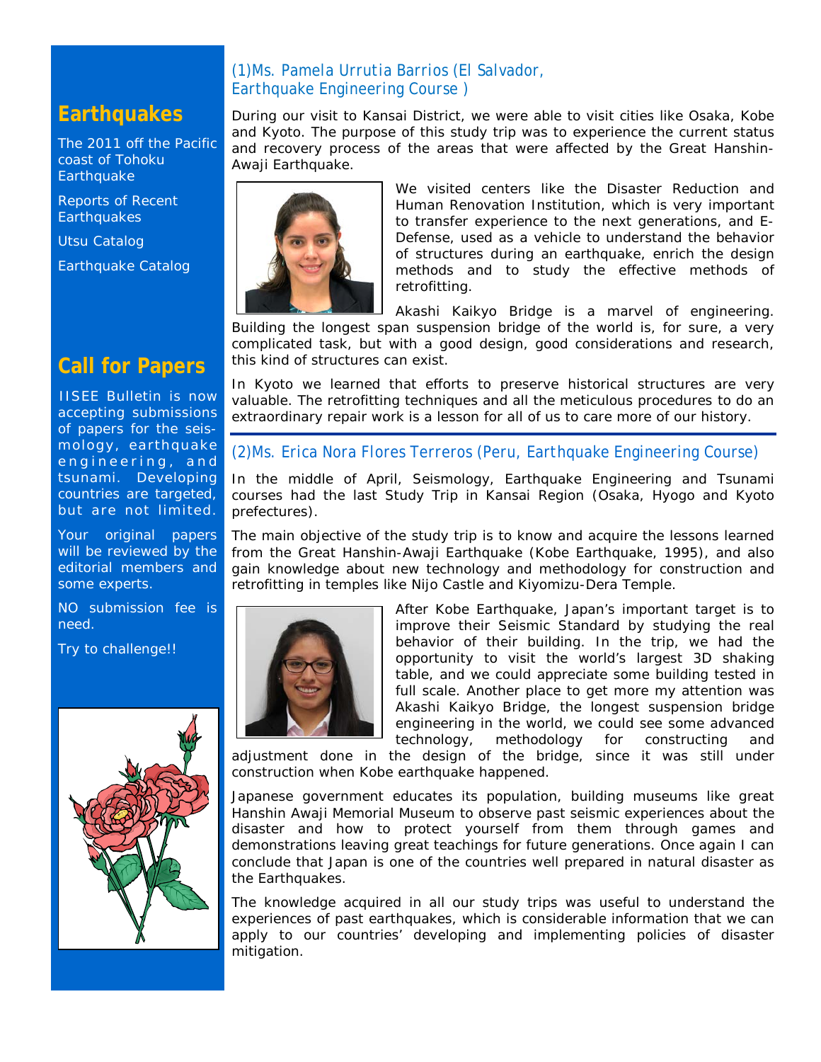## Earthquakes

The 2011 off the Pacific coast of Tohoku Earthquake

Reports of Recent Earthquakes

Utsu Catalog

Earthquake Catalog

## Call for Papers

IISEE Bulletin is now accepting submissions of papers for the seismology, earthquake engineering, and tsunami. Developing countries are targeted, but are not limited.

Your original papers will be reviewed by the editorial members and some experts.

NO submission fee is need.

Try to challenge!!

### (1)Ms. Pamela Urrutia Barrios (El Salvador, Earthquake Engineering Course )

During our visit to Kansai District, we were able to visit cities like Osaka, Kobe and Kyoto. The purpose of this study trip was to experience the current status and recovery process of the areas that were affected by the Great Hanshin-Awaji Earthquake.

We visited centers like the Disaster Reduction and Human Renovation Institution, which is very important to transfer experience to the next generations, and E-Defense, used as a vehicle to understand the behavior of structures during an earthquake, enrich the design methods and to study the effective methods of retrofitting.

Akashi Kaikyo Bridge is a marvel of engineering. Building the longest span suspension bridge of the world is, for sure, a very complicated task, but with a good design, good considerations and research, this kind of structures can exist.

In Kyoto we learned that efforts to preserve historical structures are very valuable. The retrofitting techniques and all the meticulous procedures to do an extraordinary repair work is a lesson for all of us to care more of our history.

### (2)Ms. Erica Nora Flores Terreros (Peru, Earthquake Engineering Course)

In the middle of April, Seismology, Earthquake Engineering and Tsunami courses had the last Study Trip in Kansai Region (Osaka, Hyogo and Kyoto prefectures).

The main objective of the study trip is to know and acquire the lessons learned from the Great Hanshin-Awaji Earthquake (Kobe Earthquake, 1995), and also gain knowledge about new technology and methodology for construction and retrofitting in temples like Nijo Castle and Kiyomizu-Dera Temple.

After Kobe Earthquake, Japan's important target is to improve their Seismic Standard by studying the real behavior of their building. In the trip, we had the opportunity to visit the world's largest 3D shaking table, and we could appreciate some building tested in full scale. Another place to get more my attention was Akashi Kaikyo Bridge, the longest suspension bridge engineering in the world, we could see some advanced technology, methodology for constructing and adjustment done in the design of the bridge, since it was still under construction when Kobe earthquake happened.

Japanese government educates its population, building museums like great Hanshin Awaji Memorial Museum to observe past seismic experiences about the disaster and how to protect yourself from them through games and demonstrations leaving great teachings for future generations. Once again I can conclude that Japan is one of the countries well prepared in natural disaster as the Earthquakes.

The knowledge acquired in all our study trips was useful to understand the experiences of past earthquakes, which is considerable information that we can apply to our countries' developing and implementing policies of disaster mitigation.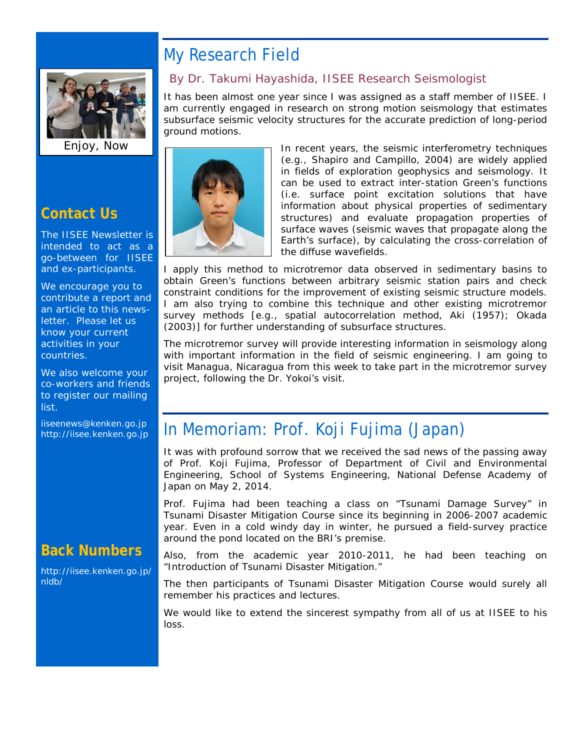# My Research Field

### By Dr. Takumi Hayashida, IISEE Research Seismologist

It has been almost one year since I was assigned as a staff member of IISEE. I am currently engaged in research on strong motion seismology that estimates subsurface seismic velocity structures for the accurate prediction of long-period ground motions.

In recent years, the seismic interferometry techniques (e.g., Shapiro and Campillo, 2004) are widely applied in fields of exploration geophysics and seismology. It can be used to extract inter-station Green's functions (i.e. surface point excitation solutions that have information about physical properties of sedimentary structures) and evaluate propagation properties of surface waves (seismic waves that propagate along the Earth's surface), by calculating the cross-correlation of the diffuse wavefields.

I apply this method to microtremor data observed in sedimentary basins to obtain Green's functions between arbitrary seismic station pairs and check constraint conditions for the improvement of existing seismic structure models. I am also trying to combine this technique and other existing microtremor survey methods [e.g., spatial autocorrelation method, Aki (1957); Okada (2003)] for further understanding of subsurface structures.

The microtremor survey will provide interesting information in seismology along with important information in the field of seismic engineering. I am going to visit Managua, Nicaragua from this week to take part in the microtremor survey project, following the Dr. Yokoi's visit.

# In Memoriam: Prof. Koji Fujima (Japan)

It was with profound sorrow that we received the sad news of the passing away of Prof. Koji Fujima, Professor of Department of Civil and Environmental Engineering, School of Systems Engineering, National Defense Academy of Japan on May 2, 2014.

Prof. Fujima had been teaching a class on "Tsunami Damage Survey" in Tsunami Disaster Mitigation Course since its beginning in 2006-2007 academic year. Even in a cold windy day in winter, he pursued a field-survey practice around the pond located on the BRI's premise.

Also, from the academic year 2010-2011, he had been teaching on "Introduction of Tsunami Disaster Mitigation."

The then participants of Tsunami Disaster Mitigation Course would surely all remember his practices and lectures.

We would like to extend the sincerest sympathy from all of us at IISEE to his loss.

Enjoy, Now

## Contact Us

The IISEE Newsletter is intended to act as a go-between for IISEE and ex-participants.

We encourage you to contribute a report and an article to this newsletter. Please let us know your current activities in your countries.

We also welcome your co-workers and friends to register our mailing list.

iiseenews@kenken.go.jp
http://iisee.kenken.go.jp

## Back Numbers

http://iisee.kenken.go.jp/nldb/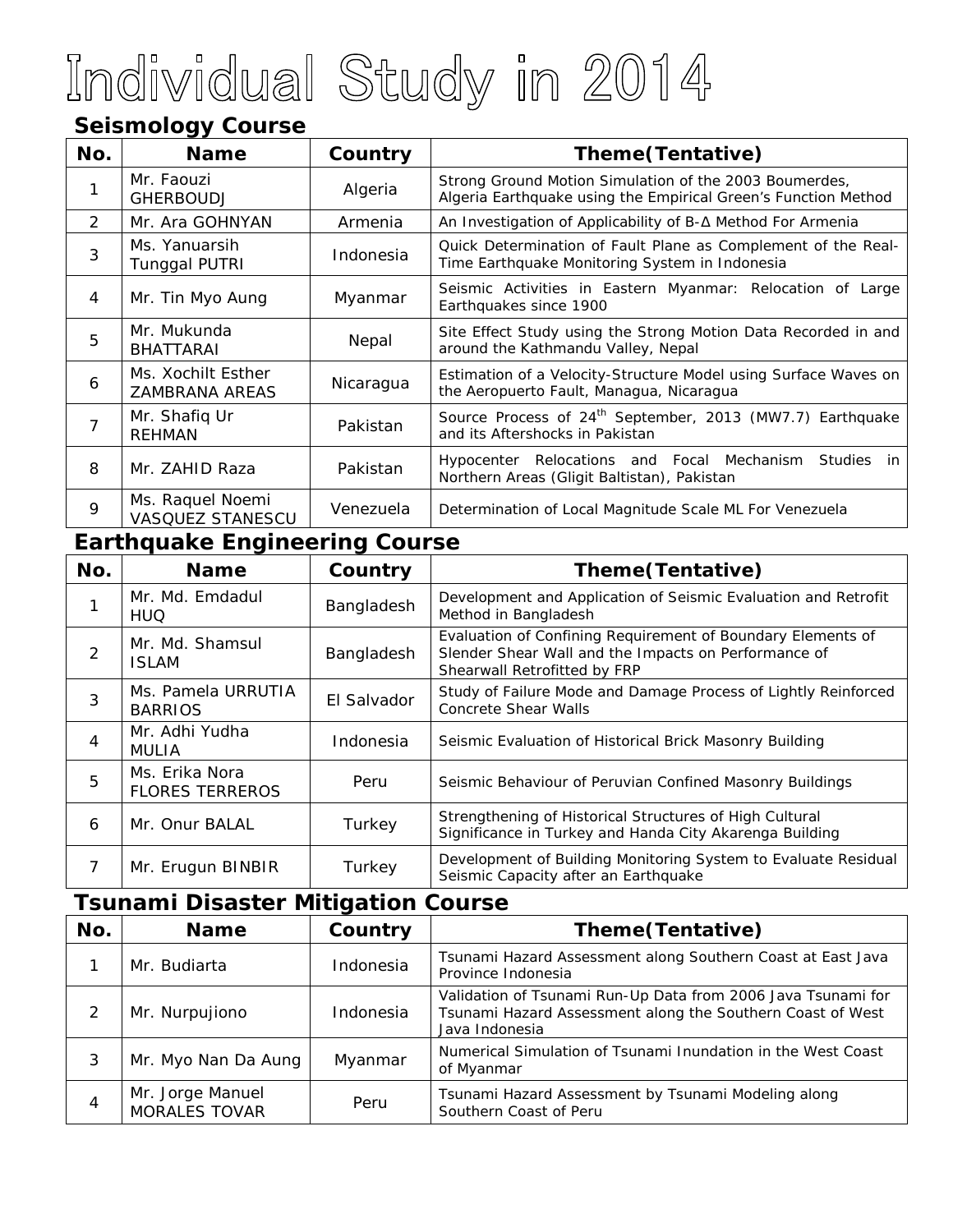# Individual Study in 2014

## Seismology Course

| No. | Name | Country | Theme(Tentative) |
|---|---|---|---|
| 1 | Mr. Faouzi GHERBOUDJ | Algeria | Strong Ground Motion Simulation of the 2003 Boumerdes, Algeria Earthquake using the Empirical Green's Function Method |
| 2 | Mr. Ara GOHNYAN | Armenia | An Investigation of Applicability of B-Δ Method For Armenia |
| 3 | Ms. Yanuarsih Tunggal PUTRI | Indonesia | Quick Determination of Fault Plane as Complement of the Real-Time Earthquake Monitoring System in Indonesia |
| 4 | Mr. Tin Myo Aung | Myanmar | Seismic Activities in Eastern Myanmar: Relocation of Large Earthquakes since 1900 |
| 5 | Mr. Mukunda BHATTARAI | Nepal | Site Effect Study using the Strong Motion Data Recorded in and around the Kathmandu Valley, Nepal |
| 6 | Ms. Xochilt Esther ZAMBRANA AREAS | Nicaragua | Estimation of a Velocity-Structure Model using Surface Waves on the Aeropuerto Fault, Managua, Nicaragua |
| 7 | Mr. Shafiq Ur REHMAN | Pakistan | Source Process of 24th September, 2013 (MW7.7) Earthquake and its Aftershocks in Pakistan |
| 8 | Mr. ZAHID Raza | Pakistan | Hypocenter Relocations and Focal Mechanism Studies in Northern Areas (Gligit Baltistan), Pakistan |
| 9 | Ms. Raquel Noemi VASQUEZ STANESCU | Venezuela | Determination of Local Magnitude Scale ML For Venezuela |

## Earthquake Engineering Course

| No. | Name | Country | Theme(Tentative) |
|---|---|---|---|
| 1 | Mr. Md. Emdadul HUQ | Bangladesh | Development and Application of Seismic Evaluation and Retrofit Method in Bangladesh |
| 2 | Mr. Md. Shamsul ISLAM | Bangladesh | Evaluation of Confining Requirement of Boundary Elements of Slender Shear Wall and the Impacts on Performance of Shearwall Retrofitted by FRP |
| 3 | Ms. Pamela URRUTIA BARRIOS | El Salvador | Study of Failure Mode and Damage Process of Lightly Reinforced Concrete Shear Walls |
| 4 | Mr. Adhi Yudha MULIA | Indonesia | Seismic Evaluation of Historical Brick Masonry Building |
| 5 | Ms. Erika Nora FLORES TERREROS | Peru | Seismic Behaviour of Peruvian Confined Masonry Buildings |
| 6 | Mr. Onur BALAL | Turkey | Strengthening of Historical Structures of High Cultural Significance in Turkey and Handa City Akarenga Building |
| 7 | Mr. Erugun BINBIR | Turkey | Development of Building Monitoring System to Evaluate Residual Seismic Capacity after an Earthquake |

## Tsunami Disaster Mitigation Course

| No. | Name | Country | Theme(Tentative) |
|---|---|---|---|
| 1 | Mr. Budiarta | Indonesia | Tsunami Hazard Assessment along Southern Coast at East Java Province Indonesia |
| 2 | Mr. Nurpujiono | Indonesia | Validation of Tsunami Run-Up Data from 2006 Java Tsunami for Tsunami Hazard Assessment along the Southern Coast of West Java Indonesia |
| 3 | Mr. Myo Nan Da Aung | Myanmar | Numerical Simulation of Tsunami Inundation in the West Coast of Myanmar |
| 4 | Mr. Jorge Manuel MORALES TOVAR | Peru | Tsunami Hazard Assessment by Tsunami Modeling along Southern Coast of Peru |